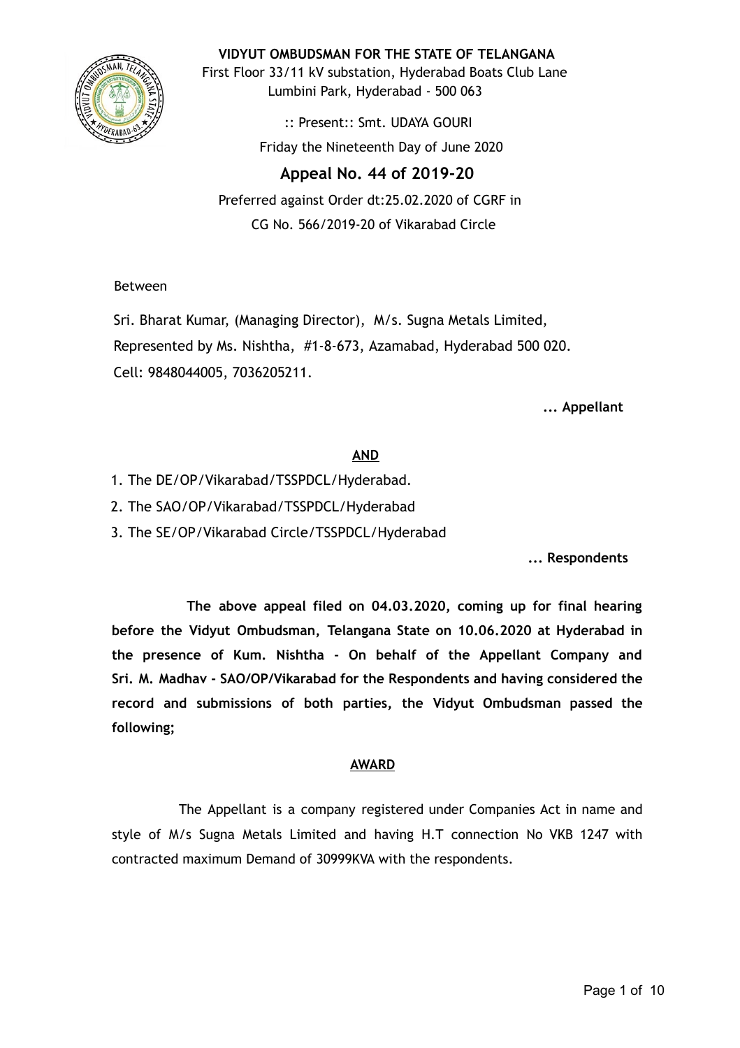# VIDYUT OMBUDSMAN FOR THE STATE OF TELANGANA

First Floor 33/11 kV substation, Hyderabad Boats Club Lane
Lumbini Park, Hyderabad - 500 063

:: Present:: Smt. UDAYA GOURI

Friday the Nineteenth Day of June 2020

## Appeal No. 44 of 2019-20

Preferred against Order dt:25.02.2020 of CGRF in
CG No. 566/2019-20 of Vikarabad Circle

Between

Sri. Bharat Kumar, (Managing Director), M/s. Sugna Metals Limited,
Represented by Ms. Nishtha, #1-8-673, Azamabad, Hyderabad 500 020.
Cell: 9848044005, 7036205211.

**... Appellant**

**AND**

1. The DE/OP/Vikarabad/TSSPDCL/Hyderabad.
2. The SAO/OP/Vikarabad/TSSPDCL/Hyderabad
3. The SE/OP/Vikarabad Circle/TSSPDCL/Hyderabad

**... Respondents**

**The above appeal filed on 04.03.2020, coming up for final hearing before the Vidyut Ombudsman, Telangana State on 10.06.2020 at Hyderabad in the presence of Kum. Nishtha - On behalf of the Appellant Company and Sri. M. Madhav - SAO/OP/Vikarabad for the Respondents and having considered the record and submissions of both parties, the Vidyut Ombudsman passed the following;**

**AWARD**

The Appellant is a company registered under Companies Act in name and style of M/s Sugna Metals Limited and having H.T connection No VKB 1247 with contracted maximum Demand of 30999KVA with the respondents.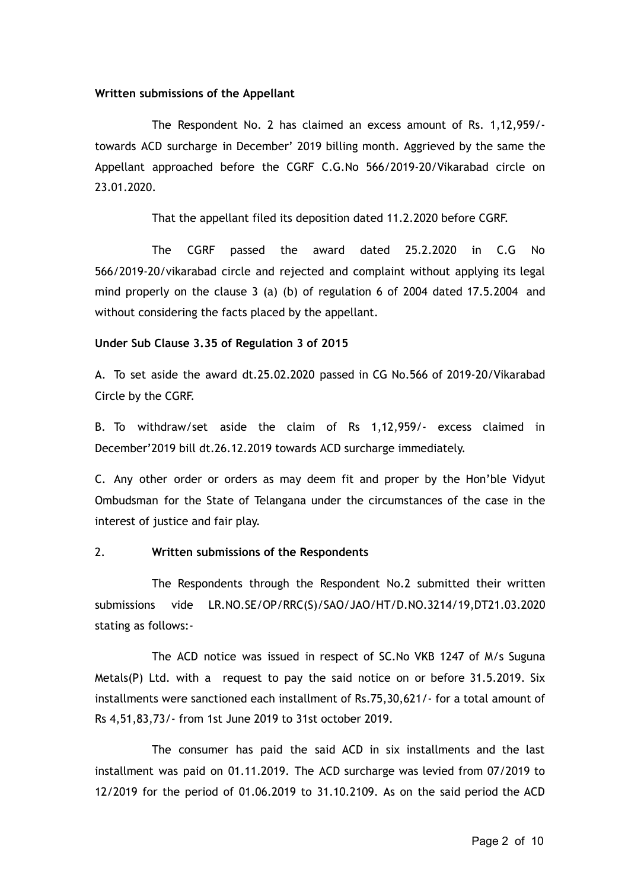**Written submissions of the Appellant**

The Respondent No. 2 has claimed an excess amount of Rs. 1,12,959/- towards ACD surcharge in December' 2019 billing month. Aggrieved by the same the Appellant approached before the CGRF C.G.No 566/2019-20/Vikarabad circle on 23.01.2020.

That the appellant filed its deposition dated 11.2.2020 before CGRF.

The CGRF passed the award dated 25.2.2020 in C.G No 566/2019-20/vikarabad circle and rejected and complaint without applying its legal mind properly on the clause 3 (a) (b) of regulation 6 of 2004 dated 17.5.2004 and without considering the facts placed by the appellant.

**Under Sub Clause 3.35 of Regulation 3 of 2015**

A. To set aside the award dt.25.02.2020 passed in CG No.566 of 2019-20/Vikarabad Circle by the CGRF.

B. To withdraw/set aside the claim of Rs 1,12,959/- excess claimed in December'2019 bill dt.26.12.2019 towards ACD surcharge immediately.

C. Any other order or orders as may deem fit and proper by the Hon'ble Vidyut Ombudsman for the State of Telangana under the circumstances of the case in the interest of justice and fair play.

2. **Written submissions of the Respondents**

The Respondents through the Respondent No.2 submitted their written submissions vide LR.NO.SE/OP/RRC(S)/SAO/JAO/HT/D.NO.3214/19,DT21.03.2020 stating as follows:-

The ACD notice was issued in respect of SC.No VKB 1247 of M/s Suguna Metals(P) Ltd. with a request to pay the said notice on or before 31.5.2019. Six installments were sanctioned each installment of Rs.75,30,621/- for a total amount of Rs 4,51,83,73/- from 1st June 2019 to 31st october 2019.

The consumer has paid the said ACD in six installments and the last installment was paid on 01.11.2019. The ACD surcharge was levied from 07/2019 to 12/2019 for the period of 01.06.2019 to 31.10.2109. As on the said period the ACD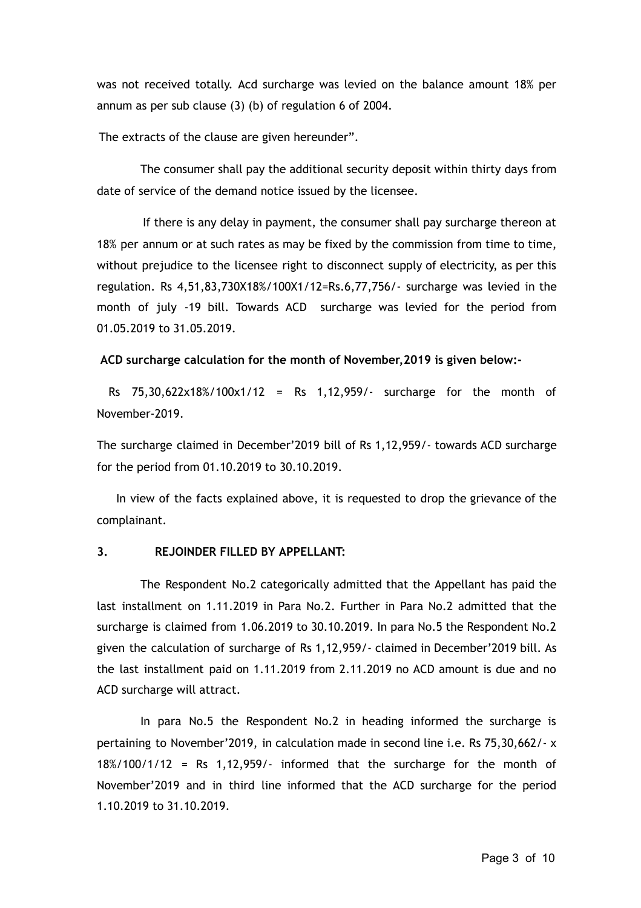was not received totally. Acd surcharge was levied on the balance amount 18% per annum as per sub clause (3) (b) of regulation 6 of 2004.

The extracts of the clause are given hereunder".

The consumer shall pay the additional security deposit within thirty days from date of service of the demand notice issued by the licensee.

If there is any delay in payment, the consumer shall pay surcharge thereon at 18% per annum or at such rates as may be fixed by the commission from time to time, without prejudice to the licensee right to disconnect supply of electricity, as per this regulation. Rs 4,51,83,730X18%/100X1/12=Rs.6,77,756/- surcharge was levied in the month of july -19 bill. Towards ACD surcharge was levied for the period from 01.05.2019 to 31.05.2019.

**ACD surcharge calculation for the month of November,2019 is given below:-**

Rs 75,30,622x18%/100x1/12 = Rs 1,12,959/- surcharge for the month of November-2019.

The surcharge claimed in December'2019 bill of Rs 1,12,959/- towards ACD surcharge for the period from 01.10.2019 to 30.10.2019.

In view of the facts explained above, it is requested to drop the grievance of the complainant.

### 3. REJOINDER FILLED BY APPELLANT:

The Respondent No.2 categorically admitted that the Appellant has paid the last installment on 1.11.2019 in Para No.2. Further in Para No.2 admitted that the surcharge is claimed from 1.06.2019 to 30.10.2019. In para No.5 the Respondent No.2 given the calculation of surcharge of Rs 1,12,959/- claimed in December'2019 bill. As the last installment paid on 1.11.2019 from 2.11.2019 no ACD amount is due and no ACD surcharge will attract.

In para No.5 the Respondent No.2 in heading informed the surcharge is pertaining to November'2019, in calculation made in second line i.e. Rs 75,30,662/- x 18%/100/1/12 = Rs 1,12,959/- informed that the surcharge for the month of November'2019 and in third line informed that the ACD surcharge for the period 1.10.2019 to 31.10.2019.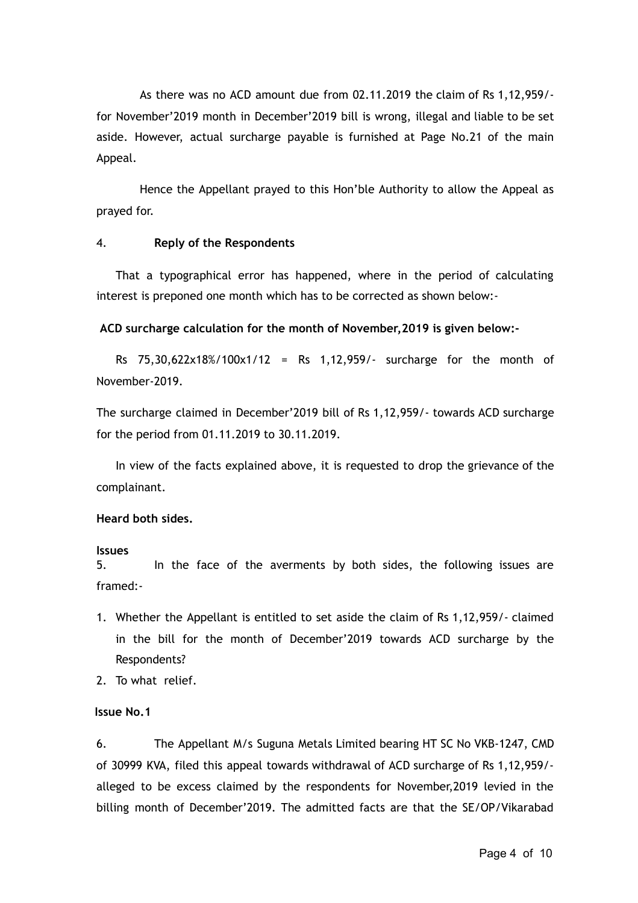As there was no ACD amount due from 02.11.2019 the claim of Rs 1,12,959/- for November'2019 month in December'2019 bill is wrong, illegal and liable to be set aside. However, actual surcharge payable is furnished at Page No.21 of the main Appeal.

Hence the Appellant prayed to this Hon'ble Authority to allow the Appeal as prayed for.

4. **Reply of the Respondents**

That a typographical error has happened, where in the period of calculating interest is preponed one month which has to be corrected as shown below:-

**ACD surcharge calculation for the month of November,2019 is given below:-**

Rs 75,30,622x18%/100x1/12 = Rs 1,12,959/- surcharge for the month of November-2019.

The surcharge claimed in December'2019 bill of Rs 1,12,959/- towards ACD surcharge for the period from 01.11.2019 to 30.11.2019.

In view of the facts explained above, it is requested to drop the grievance of the complainant.

**Heard both sides.**

**Issues**

5. In the face of the averments by both sides, the following issues are framed:-

1. Whether the Appellant is entitled to set aside the claim of Rs 1,12,959/- claimed in the bill for the month of December'2019 towards ACD surcharge by the Respondents?
2. To what relief.

**Issue No.1**

6. The Appellant M/s Suguna Metals Limited bearing HT SC No VKB-1247, CMD of 30999 KVA, filed this appeal towards withdrawal of ACD surcharge of Rs 1,12,959/- alleged to be excess claimed by the respondents for November,2019 levied in the billing month of December'2019. The admitted facts are that the SE/OP/Vikarabad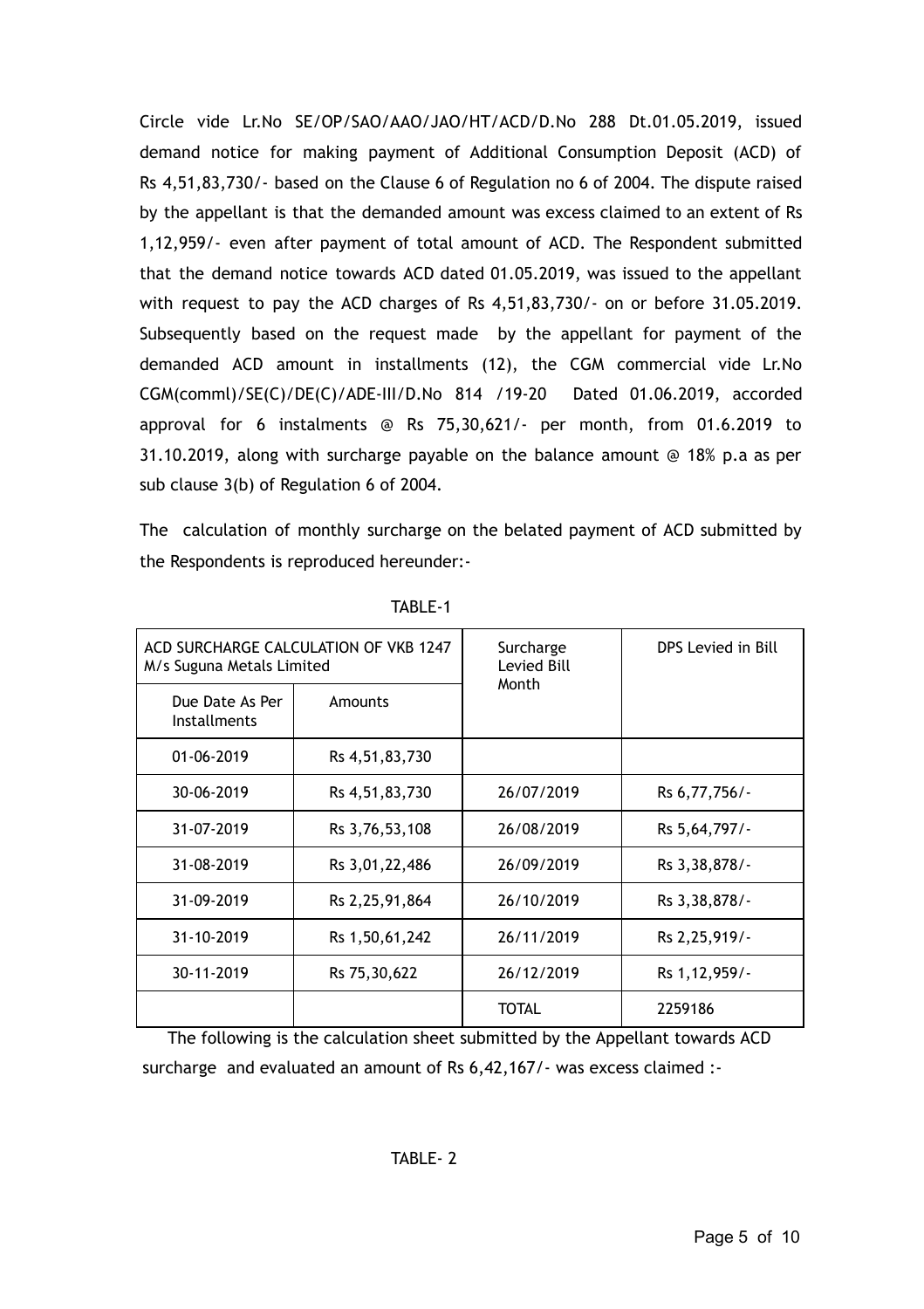Circle vide Lr.No SE/OP/SAO/AAO/JAO/HT/ACD/D.No 288 Dt.01.05.2019, issued demand notice for making payment of Additional Consumption Deposit (ACD) of Rs 4,51,83,730/- based on the Clause 6 of Regulation no 6 of 2004. The dispute raised by the appellant is that the demanded amount was excess claimed to an extent of Rs 1,12,959/- even after payment of total amount of ACD. The Respondent submitted that the demand notice towards ACD dated 01.05.2019, was issued to the appellant with request to pay the ACD charges of Rs 4,51,83,730/- on or before 31.05.2019. Subsequently based on the request made by the appellant for payment of the demanded ACD amount in installments (12), the CGM commercial vide Lr.No CGM(comml)/SE(C)/DE(C)/ADE-III/D.No 814 /19-20 Dated 01.06.2019, accorded approval for 6 instalments @ Rs 75,30,621/- per month, from 01.6.2019 to 31.10.2019, along with surcharge payable on the balance amount @ 18% p.a as per sub clause 3(b) of Regulation 6 of 2004.

The calculation of monthly surcharge on the belated payment of ACD submitted by the Respondents is reproduced hereunder:-

TABLE-1

| ACD SURCHARGE CALCULATION OF VKB 1247 M/s Suguna Metals Limited | | Surcharge Levied Bill Month | DPS Levied in Bill |
|---|---|---|---|
| Due Date As Per Installments | Amounts | | |
| 01-06-2019 | Rs 4,51,83,730 | | |
| 30-06-2019 | Rs 4,51,83,730 | 26/07/2019 | Rs 6,77,756/- |
| 31-07-2019 | Rs 3,76,53,108 | 26/08/2019 | Rs 5,64,797/- |
| 31-08-2019 | Rs 3,01,22,486 | 26/09/2019 | Rs 3,38,878/- |
| 31-09-2019 | Rs 2,25,91,864 | 26/10/2019 | Rs 3,38,878/- |
| 31-10-2019 | Rs 1,50,61,242 | 26/11/2019 | Rs 2,25,919/- |
| 30-11-2019 | Rs 75,30,622 | 26/12/2019 | Rs 1,12,959/- |
| | | TOTAL | 2259186 |

The following is the calculation sheet submitted by the Appellant towards ACD surcharge and evaluated an amount of Rs 6,42,167/- was excess claimed :-

TABLE- 2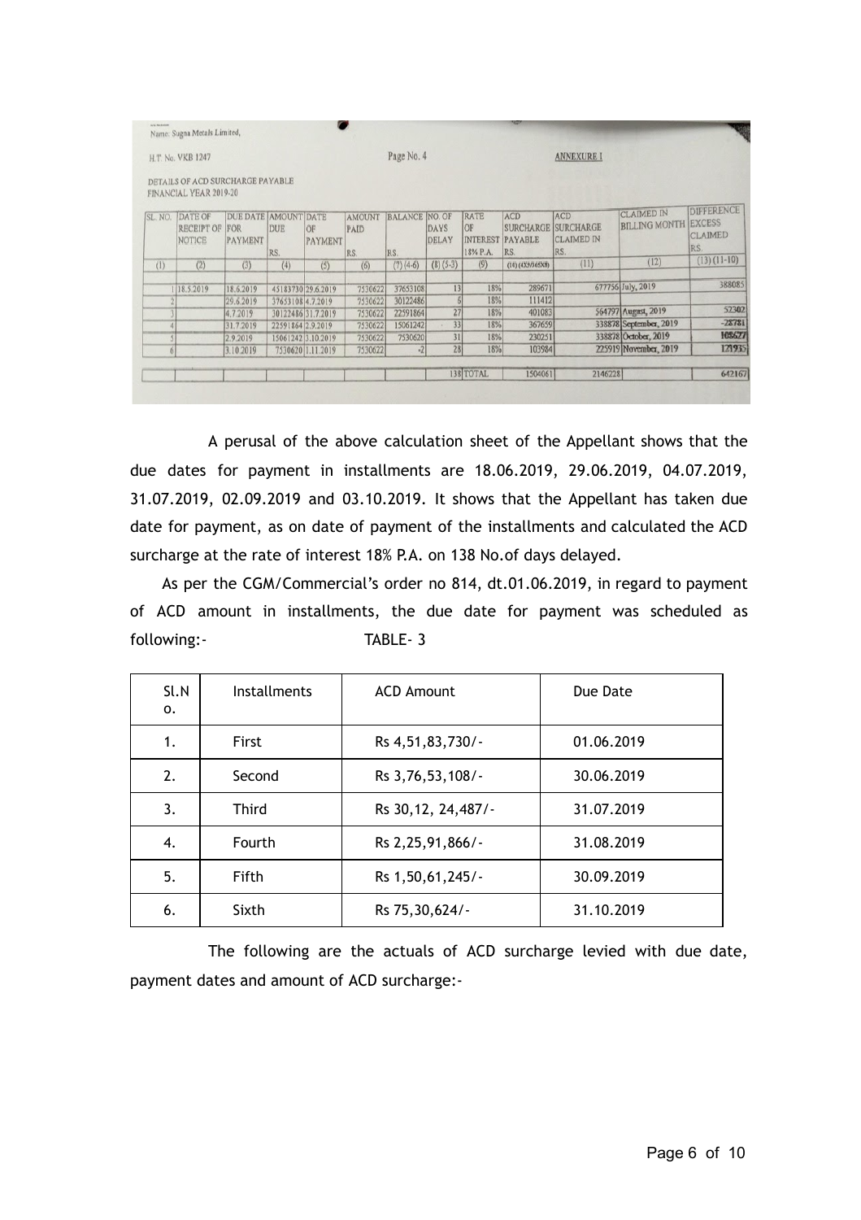Name: Sugna Metals Limited,

H.T. No. VKB 1247

Page No. 4

ANNEXURE I

DETAILS OF ACD SURCHARGE PAYABLE
FINANCIAL YEAR 2019-20

| SL. NO. | DATE OF RECEIPT OF NOTICE | DUE DATE FOR PAYMENT | AMOUNT DUE RS. | DATE OF PAYMENT | AMOUNT PAID RS. | BALANCE RS. | NO. OF DAYS DELAY | RATE OF INTEREST 18% P.A. | ACD SURCHARGE PAYABLE RS. | ACD SURCHARGE CLAIMED IN RS. | CLAIMED IN BILLING MONTH | DIFFERENCE EXCESS CLAIMED RS. |
|---|---|---|---|---|---|---|---|---|---|---|---|---|
| (1) | (2) | (3) | (4) | (5) | (6) | (7) (4-6) | (8) (5-3) | (9) | (10) (4X9/365X8) | (11) | (12) | (13) (11-10) |
| 1 | 18.5.2019 | 18.6.2019 | 45183730 | 29.6.2019 | 7530622 | 37653108 | 13 | 18% | 289671 | 677756 | July, 2019 | 388085 |
| 2 | | 29.6.2019 | 37653108 | 4.7.2019 | 7530622 | 30122486 | 6 | 18% | 111412 | | | |
| 3 | | 4.7.2019 | 30122486 | 31.7.2019 | 7530622 | 22591864 | 27 | 18% | 401083 | 564797 | August, 2019 | 52302 |
| 4 | | 31.7.2019 | 22591864 | 2.9.2019 | 7530622 | 15061242 | 33 | 18% | 367659 | 338878 | September, 2019 | -28781 |
| 5 | | 2.9.2019 | 15061242 | 3.10.2019 | 7530622 | 7530620 | 31 | 18% | 230251 | 338878 | October, 2019 | 108627 |
| 6 | | 3.10.2019 | 7530620 | 1.11.2019 | 7530622 | -2 | 28 | 18% | 103984 | 225919 | November, 2019 | 121935 |
| | | | | | | | 138 | TOTAL | 1504061 | 2146228 | | 642167 |

A perusal of the above calculation sheet of the Appellant shows that the due dates for payment in installments are 18.06.2019, 29.06.2019, 04.07.2019, 31.07.2019, 02.09.2019 and 03.10.2019. It shows that the Appellant has taken due date for payment, as on date of payment of the installments and calculated the ACD surcharge at the rate of interest 18% P.A. on 138 No.of days delayed.

As per the CGM/Commercial's order no 814, dt.01.06.2019, in regard to payment of ACD amount in installments, the due date for payment was scheduled as following:- TABLE- 3

| Sl.No. | Installments | ACD Amount | Due Date |
|---|---|---|---|
| 1. | First | Rs 4,51,83,730/- | 01.06.2019 |
| 2. | Second | Rs 3,76,53,108/- | 30.06.2019 |
| 3. | Third | Rs 30,12, 24,487/- | 31.07.2019 |
| 4. | Fourth | Rs 2,25,91,866/- | 31.08.2019 |
| 5. | Fifth | Rs 1,50,61,245/- | 30.09.2019 |
| 6. | Sixth | Rs 75,30,624/- | 31.10.2019 |

The following are the actuals of ACD surcharge levied with due date, payment dates and amount of ACD surcharge:-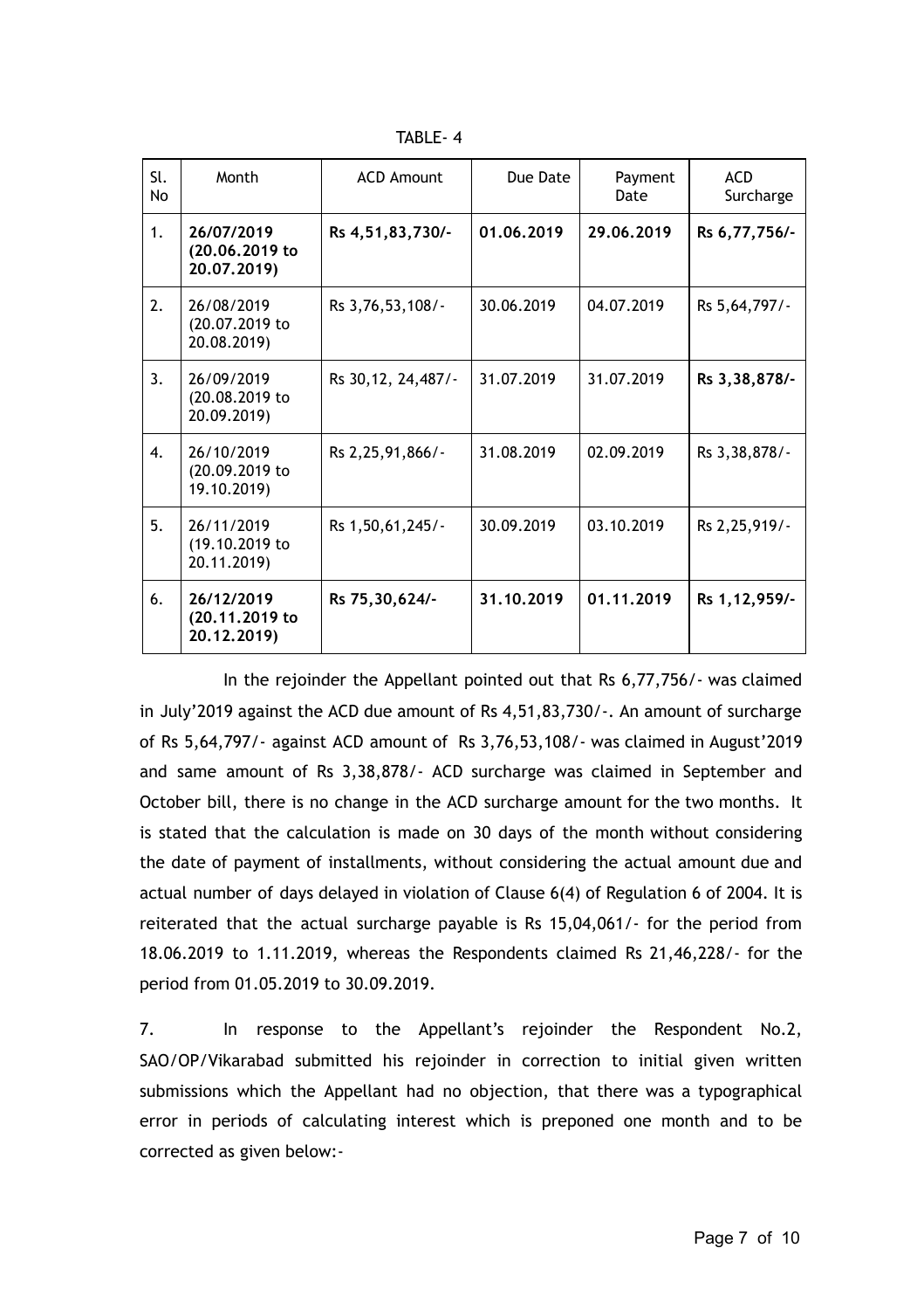TABLE- 4

| Sl. No | Month | ACD Amount | Due Date | Payment Date | ACD Surcharge |
|---|---|---|---|---|---|
| 1. | **26/07/2019 (20.06.2019 to 20.07.2019)** | **Rs 4,51,83,730/-** | **01.06.2019** | **29.06.2019** | **Rs 6,77,756/-** |
| 2. | 26/08/2019 (20.07.2019 to 20.08.2019) | Rs 3,76,53,108/- | 30.06.2019 | 04.07.2019 | Rs 5,64,797/- |
| 3. | 26/09/2019 (20.08.2019 to 20.09.2019) | Rs 30,12, 24,487/- | 31.07.2019 | 31.07.2019 | **Rs 3,38,878/-** |
| 4. | 26/10/2019 (20.09.2019 to 19.10.2019) | Rs 2,25,91,866/- | 31.08.2019 | 02.09.2019 | Rs 3,38,878/- |
| 5. | 26/11/2019 (19.10.2019 to 20.11.2019) | Rs 1,50,61,245/- | 30.09.2019 | 03.10.2019 | Rs 2,25,919/- |
| 6. | **26/12/2019 (20.11.2019 to 20.12.2019)** | **Rs 75,30,624/-** | **31.10.2019** | **01.11.2019** | **Rs 1,12,959/-** |

In the rejoinder the Appellant pointed out that Rs 6,77,756/- was claimed in July'2019 against the ACD due amount of Rs 4,51,83,730/-. An amount of surcharge of Rs 5,64,797/- against ACD amount of Rs 3,76,53,108/- was claimed in August'2019 and same amount of Rs 3,38,878/- ACD surcharge was claimed in September and October bill, there is no change in the ACD surcharge amount for the two months. It is stated that the calculation is made on 30 days of the month without considering the date of payment of installments, without considering the actual amount due and actual number of days delayed in violation of Clause 6(4) of Regulation 6 of 2004. It is reiterated that the actual surcharge payable is Rs 15,04,061/- for the period from 18.06.2019 to 1.11.2019, whereas the Respondents claimed Rs 21,46,228/- for the period from 01.05.2019 to 30.09.2019.

7. In response to the Appellant's rejoinder the Respondent No.2, SAO/OP/Vikarabad submitted his rejoinder in correction to initial given written submissions which the Appellant had no objection, that there was a typographical error in periods of calculating interest which is preponed one month and to be corrected as given below:-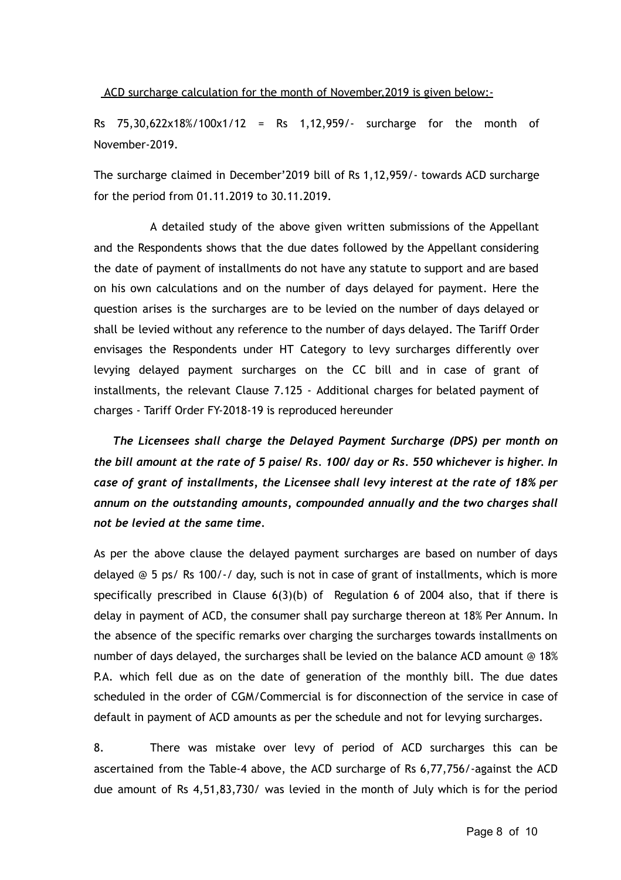<u>ACD surcharge calculation for the month of November,2019 is given below:-</u>

Rs 75,30,622x18%/100x1/12 = Rs 1,12,959/- surcharge for the month of November-2019.

The surcharge claimed in December'2019 bill of Rs 1,12,959/- towards ACD surcharge for the period from 01.11.2019 to 30.11.2019.

A detailed study of the above given written submissions of the Appellant and the Respondents shows that the due dates followed by the Appellant considering the date of payment of installments do not have any statute to support and are based on his own calculations and on the number of days delayed for payment. Here the question arises is the surcharges are to be levied on the number of days delayed or shall be levied without any reference to the number of days delayed. The Tariff Order envisages the Respondents under HT Category to levy surcharges differently over levying delayed payment surcharges on the CC bill and in case of grant of installments, the relevant Clause 7.125 - Additional charges for belated payment of charges - Tariff Order FY-2018-19 is reproduced hereunder

***The Licensees shall charge the Delayed Payment Surcharge (DPS) per month on the bill amount at the rate of 5 paise/ Rs. 100/ day or Rs. 550 whichever is higher. In case of grant of installments, the Licensee shall levy interest at the rate of 18% per annum on the outstanding amounts, compounded annually and the two charges shall not be levied at the same time.***

As per the above clause the delayed payment surcharges are based on number of days delayed @ 5 ps/ Rs 100/-/ day, such is not in case of grant of installments, which is more specifically prescribed in Clause 6(3)(b) of Regulation 6 of 2004 also, that if there is delay in payment of ACD, the consumer shall pay surcharge thereon at 18% Per Annum. In the absence of the specific remarks over charging the surcharges towards installments on number of days delayed, the surcharges shall be levied on the balance ACD amount @ 18% P.A. which fell due as on the date of generation of the monthly bill. The due dates scheduled in the order of CGM/Commercial is for disconnection of the service in case of default in payment of ACD amounts as per the schedule and not for levying surcharges.

8. There was mistake over levy of period of ACD surcharges this can be ascertained from the Table-4 above, the ACD surcharge of Rs 6,77,756/-against the ACD due amount of Rs 4,51,83,730/ was levied in the month of July which is for the period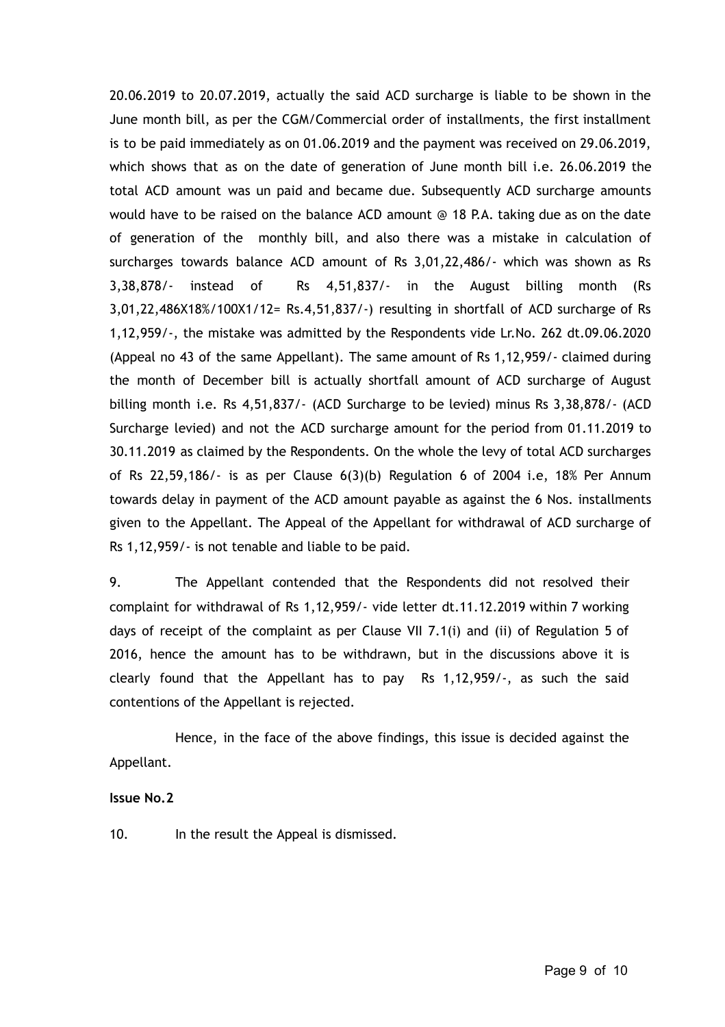20.06.2019 to 20.07.2019, actually the said ACD surcharge is liable to be shown in the June month bill, as per the CGM/Commercial order of installments, the first installment is to be paid immediately as on 01.06.2019 and the payment was received on 29.06.2019, which shows that as on the date of generation of June month bill i.e. 26.06.2019 the total ACD amount was un paid and became due. Subsequently ACD surcharge amounts would have to be raised on the balance ACD amount @ 18 P.A. taking due as on the date of generation of the monthly bill, and also there was a mistake in calculation of surcharges towards balance ACD amount of Rs 3,01,22,486/- which was shown as Rs 3,38,878/- instead of Rs 4,51,837/- in the August billing month (Rs 3,01,22,486X18%/100X1/12= Rs.4,51,837/-) resulting in shortfall of ACD surcharge of Rs 1,12,959/-, the mistake was admitted by the Respondents vide Lr.No. 262 dt.09.06.2020 (Appeal no 43 of the same Appellant). The same amount of Rs 1,12,959/- claimed during the month of December bill is actually shortfall amount of ACD surcharge of August billing month i.e. Rs 4,51,837/- (ACD Surcharge to be levied) minus Rs 3,38,878/- (ACD Surcharge levied) and not the ACD surcharge amount for the period from 01.11.2019 to 30.11.2019 as claimed by the Respondents. On the whole the levy of total ACD surcharges of Rs 22,59,186/- is as per Clause 6(3)(b) Regulation 6 of 2004 i.e, 18% Per Annum towards delay in payment of the ACD amount payable as against the 6 Nos. installments given to the Appellant. The Appeal of the Appellant for withdrawal of ACD surcharge of Rs 1,12,959/- is not tenable and liable to be paid.

9. The Appellant contended that the Respondents did not resolved their complaint for withdrawal of Rs 1,12,959/- vide letter dt.11.12.2019 within 7 working days of receipt of the complaint as per Clause VII 7.1(i) and (ii) of Regulation 5 of 2016, hence the amount has to be withdrawn, but in the discussions above it is clearly found that the Appellant has to pay Rs 1,12,959/-, as such the said contentions of the Appellant is rejected.

Hence, in the face of the above findings, this issue is decided against the Appellant.

**Issue No.2**

10. In the result the Appeal is dismissed.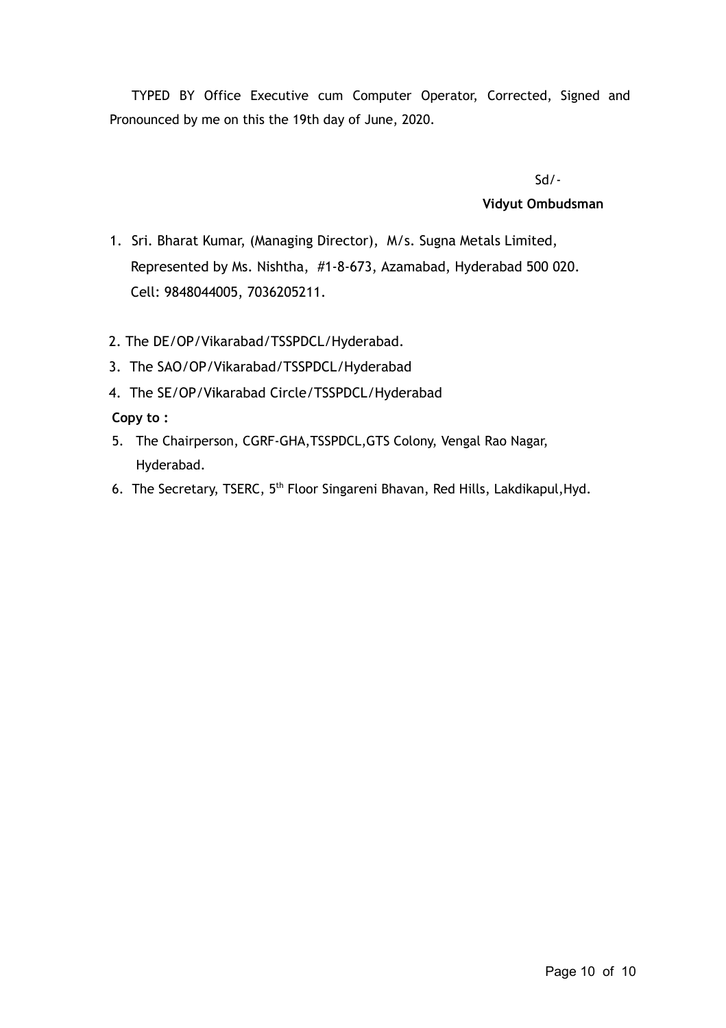TYPED BY Office Executive cum Computer Operator, Corrected, Signed and Pronounced by me on this the 19th day of June, 2020.

Sd/-

**Vidyut Ombudsman**

1. Sri. Bharat Kumar, (Managing Director), M/s. Sugna Metals Limited, Represented by Ms. Nishtha, #1-8-673, Azamabad, Hyderabad 500 020. Cell: 9848044005, 7036205211.

2. The DE/OP/Vikarabad/TSSPDCL/Hyderabad.
3. The SAO/OP/Vikarabad/TSSPDCL/Hyderabad
4. The SE/OP/Vikarabad Circle/TSSPDCL/Hyderabad

**Copy to :**

5. The Chairperson, CGRF-GHA,TSSPDCL,GTS Colony, Vengal Rao Nagar, Hyderabad.
6. The Secretary, TSERC, 5th Floor Singareni Bhavan, Red Hills, Lakdikapul,Hyd.